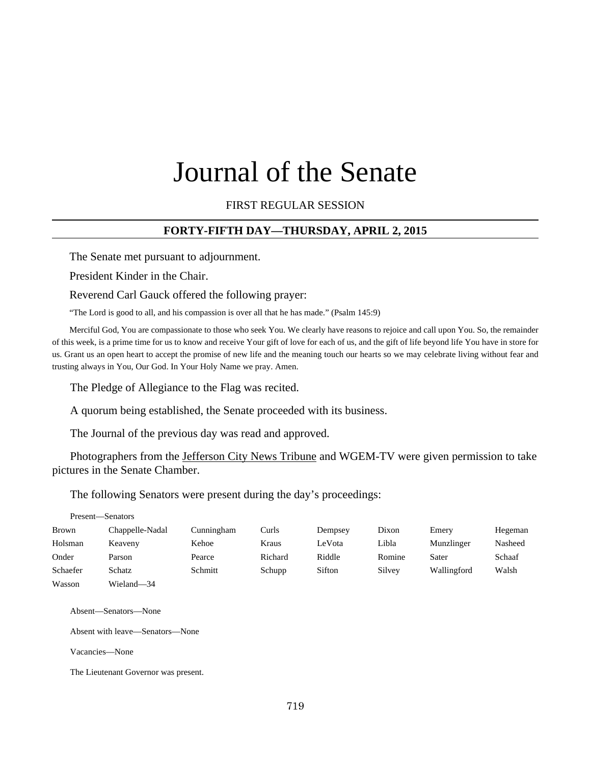# Journal of the Senate

FIRST REGULAR SESSION

## FORTY-FIFTH DAY—THURSDAY, APRIL 2, 2015

The Senate met pursuant to adjournment.

President Kinder in the Chair.

Reverend Carl Gauck offered the following prayer:

"The Lord is good to all, and his compassion is over all that he has made." (Psalm 145:9)

Merciful God, You are compassionate to those who seek You. We clearly have reasons to rejoice and call upon You. So, the remainder of this week, is a prime time for us to know and receive Your gift of love for each of us, and the gift of life beyond life You have in store for us. Grant us an open heart to accept the promise of new life and the meaning touch our hearts so we may celebrate living without fear and trusting always in You, Our God. In Your Holy Name we pray. Amen.

The Pledge of Allegiance to the Flag was recited.

A quorum being established, the Senate proceeded with its business.

The Journal of the previous day was read and approved.

Photographers from the Jefferson City News Tribune and WGEM-TV were given permission to take pictures in the Senate Chamber.

The following Senators were present during the day's proceedings:

Present—Senators

| | | | | | | | |
|---|---|---|---|---|---|---|---|
| Brown | Chappelle-Nadal | Cunningham | Curls | Dempsey | Dixon | Emery | Hegeman |
| Holsman | Keaveny | Kehoe | Kraus | LeVota | Libla | Munzlinger | Nasheed |
| Onder | Parson | Pearce | Richard | Riddle | Romine | Sater | Schaaf |
| Schaefer | Schatz | Schmitt | Schupp | Sifton | Silvey | Wallingford | Walsh |
| Wasson | Wieland—34 | | | | | | |

Absent—Senators—None

Absent with leave—Senators—None

Vacancies—None

The Lieutenant Governor was present.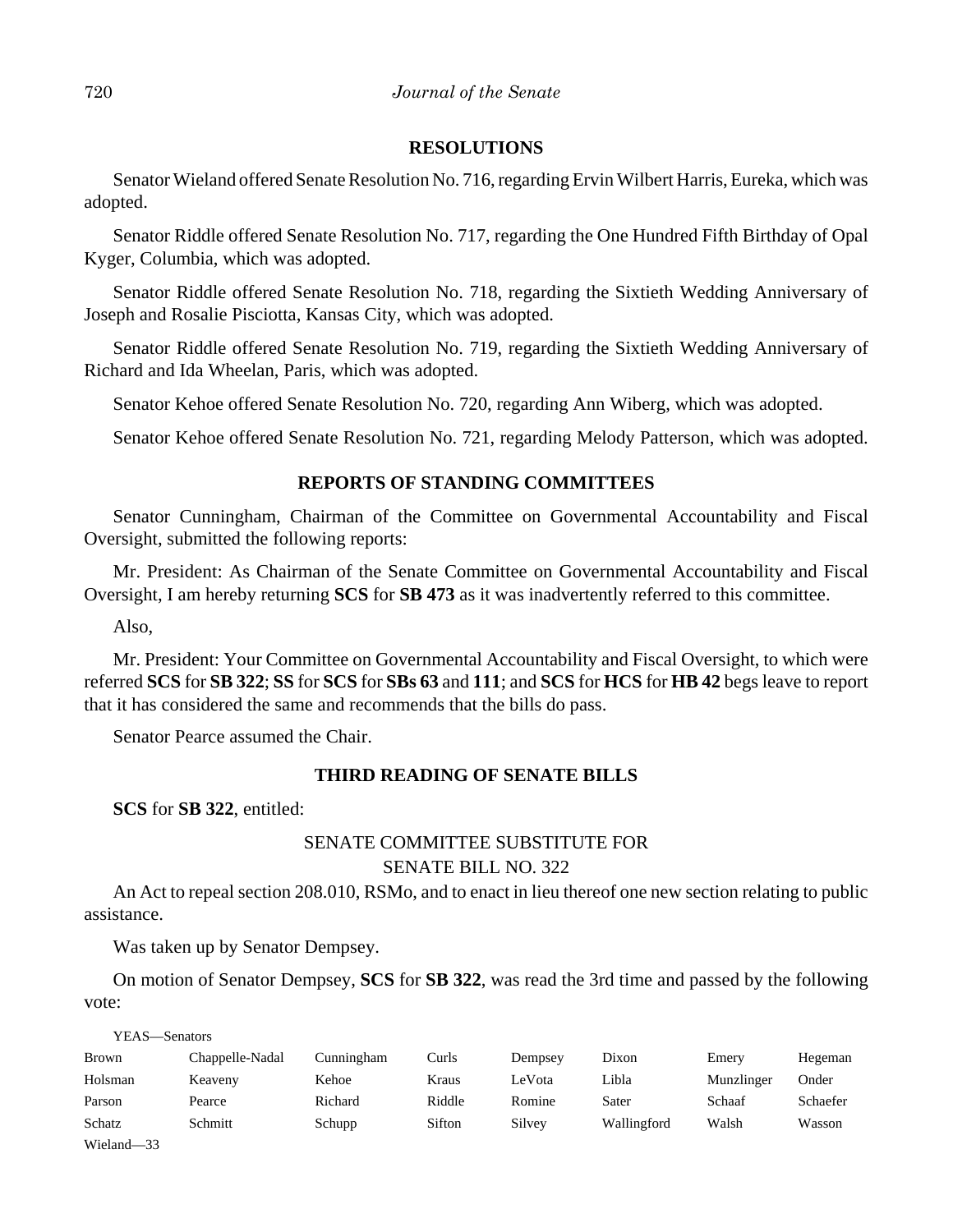## RESOLUTIONS

Senator Wieland offered Senate Resolution No. 716, regarding Ervin Wilbert Harris, Eureka, which was adopted.

Senator Riddle offered Senate Resolution No. 717, regarding the One Hundred Fifth Birthday of Opal Kyger, Columbia, which was adopted.

Senator Riddle offered Senate Resolution No. 718, regarding the Sixtieth Wedding Anniversary of Joseph and Rosalie Pisciotta, Kansas City, which was adopted.

Senator Riddle offered Senate Resolution No. 719, regarding the Sixtieth Wedding Anniversary of Richard and Ida Wheelan, Paris, which was adopted.

Senator Kehoe offered Senate Resolution No. 720, regarding Ann Wiberg, which was adopted.

Senator Kehoe offered Senate Resolution No. 721, regarding Melody Patterson, which was adopted.

## REPORTS OF STANDING COMMITTEES

Senator Cunningham, Chairman of the Committee on Governmental Accountability and Fiscal Oversight, submitted the following reports:

Mr. President: As Chairman of the Senate Committee on Governmental Accountability and Fiscal Oversight, I am hereby returning **SCS** for **SB 473** as it was inadvertently referred to this committee.

Also,

Mr. President: Your Committee on Governmental Accountability and Fiscal Oversight, to which were referred **SCS** for **SB 322**; **SS** for **SCS** for **SBs 63** and **111**; and **SCS** for **HCS** for **HB 42** begs leave to report that it has considered the same and recommends that the bills do pass.

Senator Pearce assumed the Chair.

## THIRD READING OF SENATE BILLS

**SCS** for **SB 322**, entitled:

SENATE COMMITTEE SUBSTITUTE FOR
SENATE BILL NO. 322

An Act to repeal section 208.010, RSMo, and to enact in lieu thereof one new section relating to public assistance.

Was taken up by Senator Dempsey.

On motion of Senator Dempsey, **SCS** for **SB 322**, was read the 3rd time and passed by the following vote:

YEAS—Senators

| | | | | | | | |
|---|---|---|---|---|---|---|---|
| Brown | Chappelle-Nadal | Cunningham | Curls | Dempsey | Dixon | Emery | Hegeman |
| Holsman | Keaveny | Kehoe | Kraus | LeVota | Libla | Munzlinger | Onder |
| Parson | Pearce | Richard | Riddle | Romine | Sater | Schaaf | Schaefer |
| Schatz | Schmitt | Schupp | Sifton | Silvey | Wallingford | Walsh | Wasson |
| Wieland—33 | | | | | | | |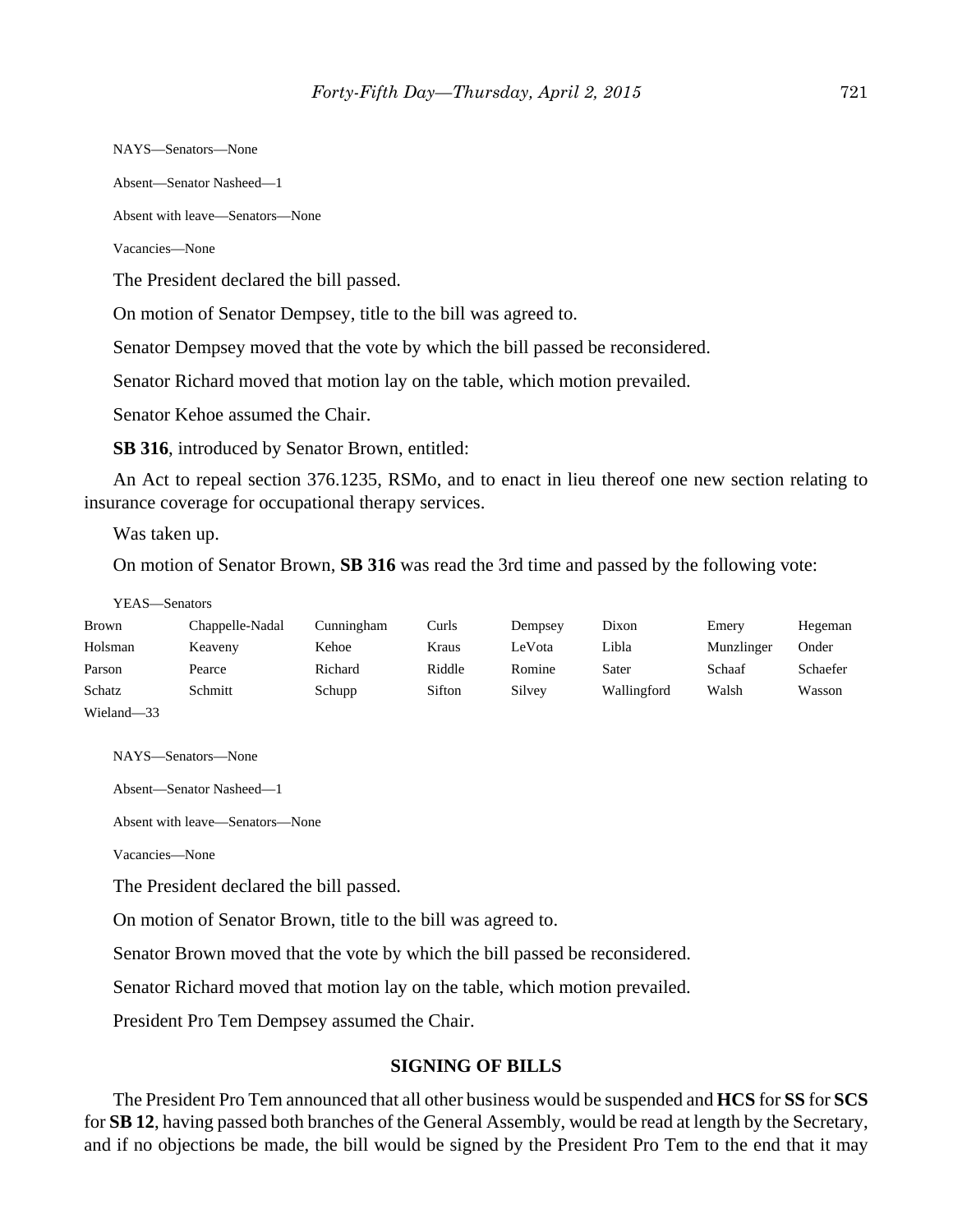NAYS—Senators—None

Absent—Senator Nasheed—1

Absent with leave—Senators—None

Vacancies—None

The President declared the bill passed.

On motion of Senator Dempsey, title to the bill was agreed to.

Senator Dempsey moved that the vote by which the bill passed be reconsidered.

Senator Richard moved that motion lay on the table, which motion prevailed.

Senator Kehoe assumed the Chair.

**SB 316**, introduced by Senator Brown, entitled:

An Act to repeal section 376.1235, RSMo, and to enact in lieu thereof one new section relating to insurance coverage for occupational therapy services.

Was taken up.

On motion of Senator Brown, **SB 316** was read the 3rd time and passed by the following vote:

YEAS—Senators

| | | | | | | | |
|---|---|---|---|---|---|---|---|
| Brown | Chappelle-Nadal | Cunningham | Curls | Dempsey | Dixon | Emery | Hegeman |
| Holsman | Keaveny | Kehoe | Kraus | LeVota | Libla | Munzlinger | Onder |
| Parson | Pearce | Richard | Riddle | Romine | Sater | Schaaf | Schaefer |
| Schatz | Schmitt | Schupp | Sifton | Silvey | Wallingford | Walsh | Wasson |
| Wieland—33 | | | | | | | |

NAYS—Senators—None

Absent—Senator Nasheed—1

Absent with leave—Senators—None

Vacancies—None

The President declared the bill passed.

On motion of Senator Brown, title to the bill was agreed to.

Senator Brown moved that the vote by which the bill passed be reconsidered.

Senator Richard moved that motion lay on the table, which motion prevailed.

President Pro Tem Dempsey assumed the Chair.

## SIGNING OF BILLS

The President Pro Tem announced that all other business would be suspended and **HCS** for **SS** for **SCS** for **SB 12**, having passed both branches of the General Assembly, would be read at length by the Secretary, and if no objections be made, the bill would be signed by the President Pro Tem to the end that it may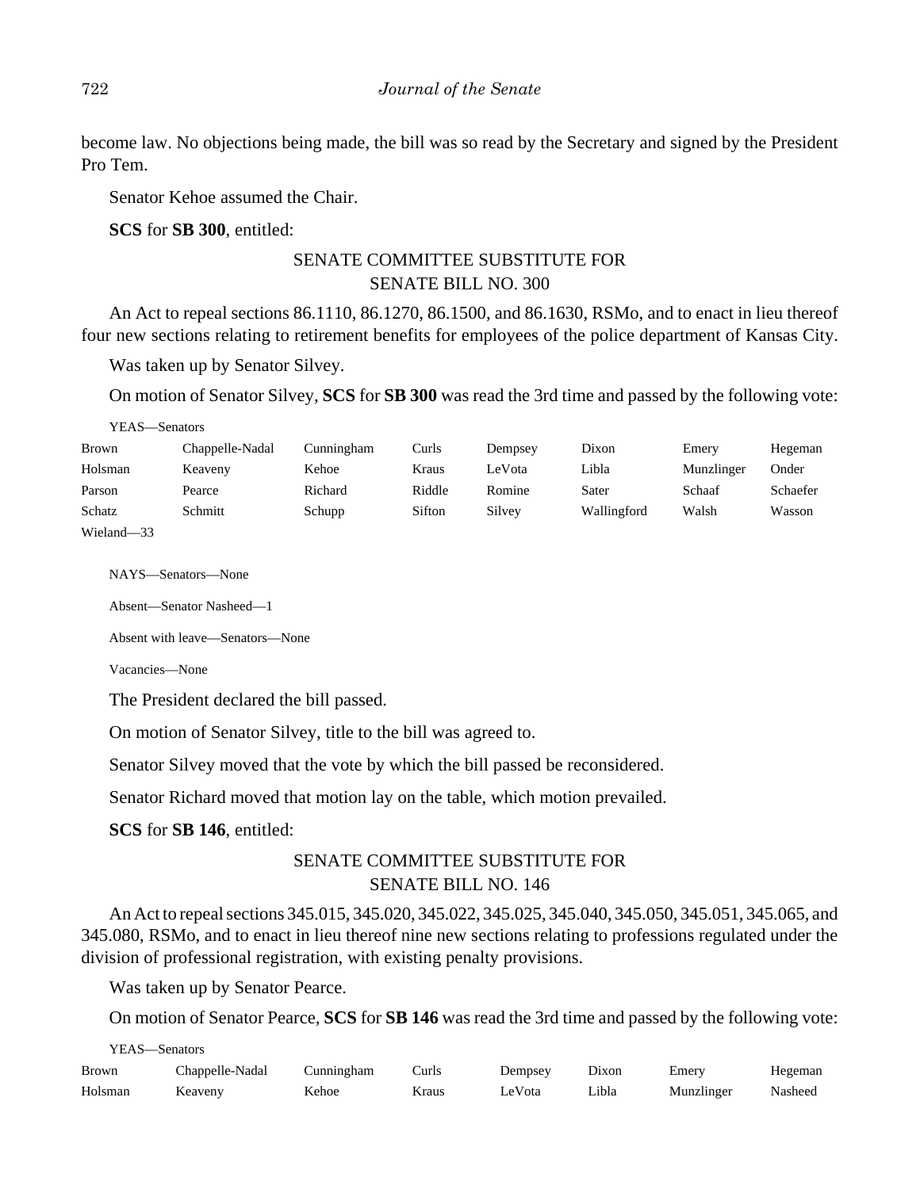become law. No objections being made, the bill was so read by the Secretary and signed by the President Pro Tem.

Senator Kehoe assumed the Chair.

**SCS** for **SB 300**, entitled:

SENATE COMMITTEE SUBSTITUTE FOR
SENATE BILL NO. 300

An Act to repeal sections 86.1110, 86.1270, 86.1500, and 86.1630, RSMo, and to enact in lieu thereof four new sections relating to retirement benefits for employees of the police department of Kansas City.

Was taken up by Senator Silvey.

On motion of Senator Silvey, **SCS** for **SB 300** was read the 3rd time and passed by the following vote:

YEAS—Senators

| | | | | | | | |
|---|---|---|---|---|---|---|---|
| Brown | Chappelle-Nadal | Cunningham | Curls | Dempsey | Dixon | Emery | Hegeman |
| Holsman | Keaveny | Kehoe | Kraus | LeVota | Libla | Munzlinger | Onder |
| Parson | Pearce | Richard | Riddle | Romine | Sater | Schaaf | Schaefer |
| Schatz | Schmitt | Schupp | Sifton | Silvey | Wallingford | Walsh | Wasson |
| Wieland—33 | | | | | | | |

NAYS—Senators—None

Absent—Senator Nasheed—1

Absent with leave—Senators—None

Vacancies—None

The President declared the bill passed.

On motion of Senator Silvey, title to the bill was agreed to.

Senator Silvey moved that the vote by which the bill passed be reconsidered.

Senator Richard moved that motion lay on the table, which motion prevailed.

**SCS** for **SB 146**, entitled:

SENATE COMMITTEE SUBSTITUTE FOR
SENATE BILL NO. 146

An Act to repeal sections 345.015, 345.020, 345.022, 345.025, 345.040, 345.050, 345.051, 345.065, and 345.080, RSMo, and to enact in lieu thereof nine new sections relating to professions regulated under the division of professional registration, with existing penalty provisions.

Was taken up by Senator Pearce.

On motion of Senator Pearce, **SCS** for **SB 146** was read the 3rd time and passed by the following vote:

YEAS—Senators

| | | | | | | | |
|---|---|---|---|---|---|---|---|
| Brown | Chappelle-Nadal | Cunningham | Curls | Dempsey | Dixon | Emery | Hegeman |
| Holsman | Keaveny | Kehoe | Kraus | LeVota | Libla | Munzlinger | Nasheed |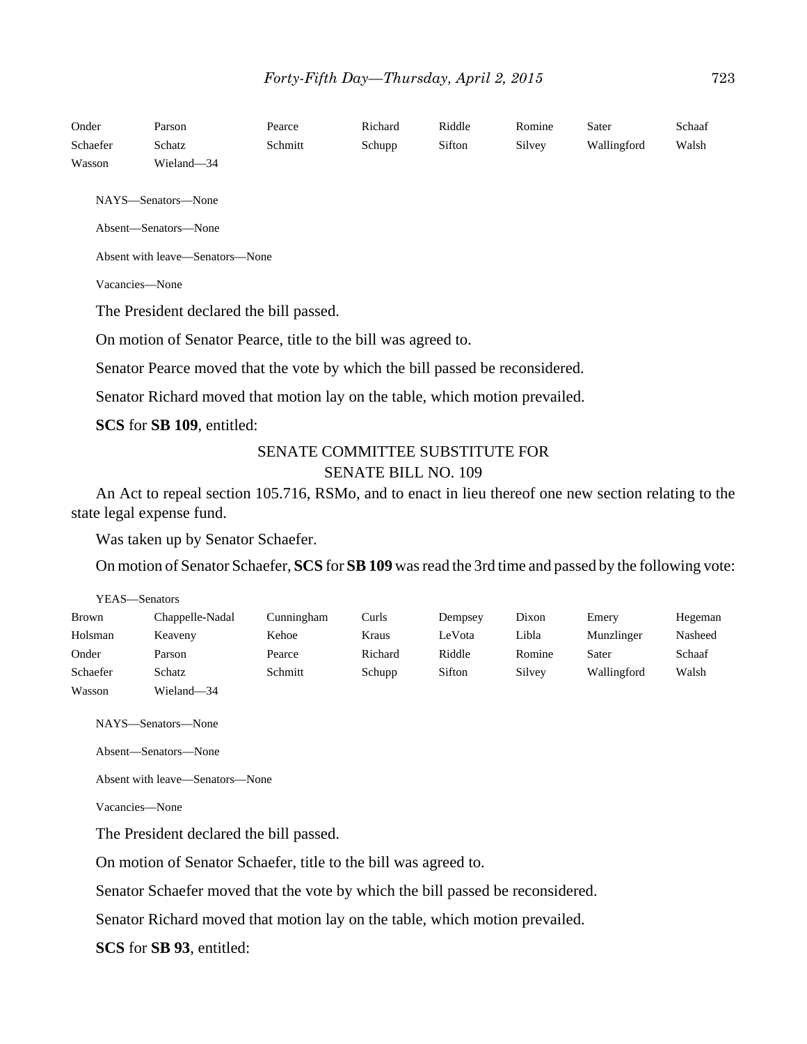| | | | | | | | |
|---|---|---|---|---|---|---|---|
| Onder | Parson | Pearce | Richard | Riddle | Romine | Sater | Schaaf |
| Schaefer | Schatz | Schmitt | Schupp | Sifton | Silvey | Wallingford | Walsh |
| Wasson | Wieland—34 | | | | | | |

NAYS—Senators—None

Absent—Senators—None

Absent with leave—Senators—None

Vacancies—None

The President declared the bill passed.

On motion of Senator Pearce, title to the bill was agreed to.

Senator Pearce moved that the vote by which the bill passed be reconsidered.

Senator Richard moved that motion lay on the table, which motion prevailed.

**SCS** for **SB 109**, entitled:

SENATE COMMITTEE SUBSTITUTE FOR
SENATE BILL NO. 109

An Act to repeal section 105.716, RSMo, and to enact in lieu thereof one new section relating to the state legal expense fund.

Was taken up by Senator Schaefer.

On motion of Senator Schaefer, **SCS** for **SB 109** was read the 3rd time and passed by the following vote:

YEAS—Senators

| | | | | | | | |
|---|---|---|---|---|---|---|---|
| Brown | Chappelle-Nadal | Cunningham | Curls | Dempsey | Dixon | Emery | Hegeman |
| Holsman | Keaveny | Kehoe | Kraus | LeVota | Libla | Munzlinger | Nasheed |
| Onder | Parson | Pearce | Richard | Riddle | Romine | Sater | Schaaf |
| Schaefer | Schatz | Schmitt | Schupp | Sifton | Silvey | Wallingford | Walsh |
| Wasson | Wieland—34 | | | | | | |

NAYS—Senators—None

Absent—Senators—None

Absent with leave—Senators—None

Vacancies—None

The President declared the bill passed.

On motion of Senator Schaefer, title to the bill was agreed to.

Senator Schaefer moved that the vote by which the bill passed be reconsidered.

Senator Richard moved that motion lay on the table, which motion prevailed.

**SCS** for **SB 93**, entitled: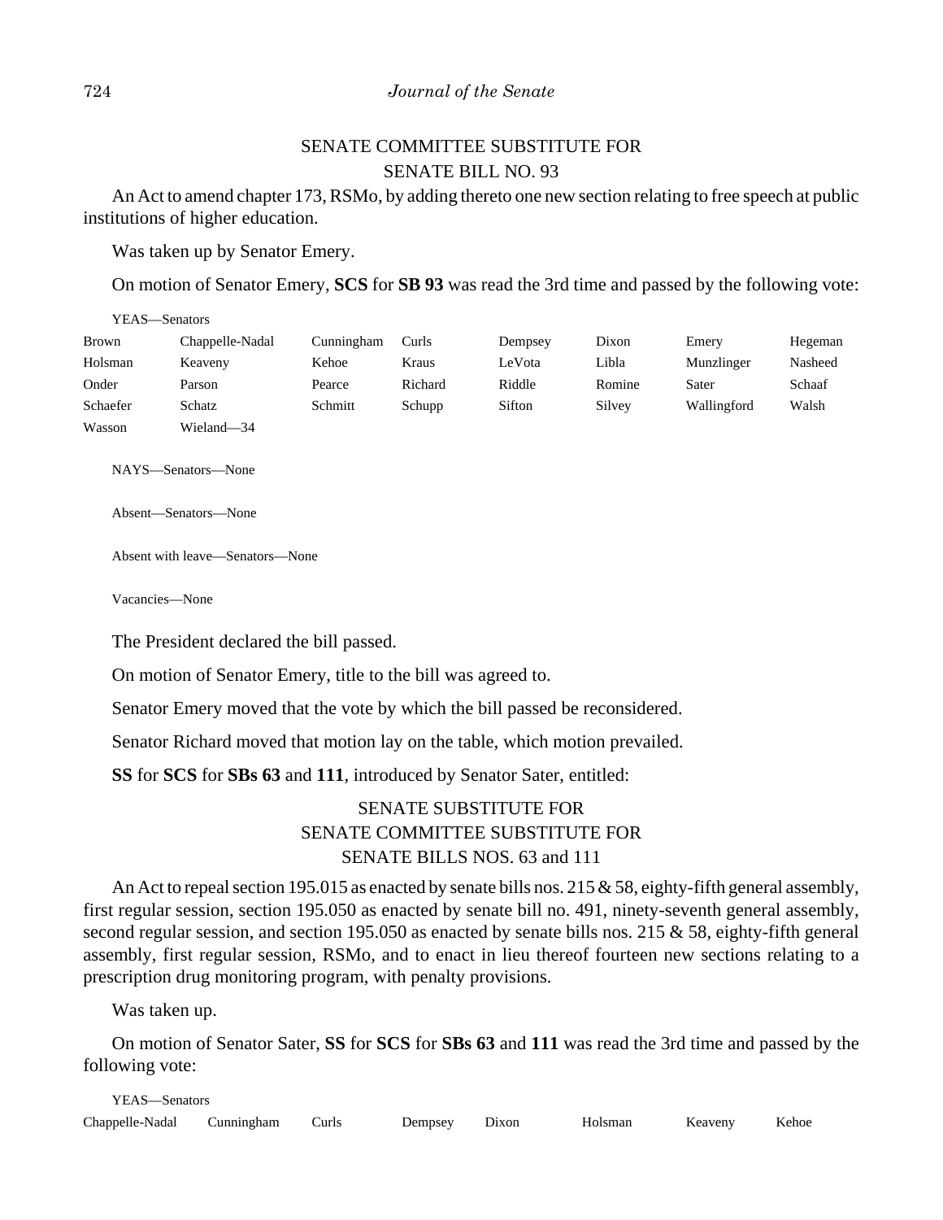SENATE COMMITTEE SUBSTITUTE FOR
SENATE BILL NO. 93

An Act to amend chapter 173, RSMo, by adding thereto one new section relating to free speech at public institutions of higher education.

Was taken up by Senator Emery.

On motion of Senator Emery, **SCS** for **SB 93** was read the 3rd time and passed by the following vote:

YEAS—Senators

| | | | | | | | |
|---|---|---|---|---|---|---|---|
| Brown | Chappelle-Nadal | Cunningham | Curls | Dempsey | Dixon | Emery | Hegeman |
| Holsman | Keaveny | Kehoe | Kraus | LeVota | Libla | Munzlinger | Nasheed |
| Onder | Parson | Pearce | Richard | Riddle | Romine | Sater | Schaaf |
| Schaefer | Schatz | Schmitt | Schupp | Sifton | Silvey | Wallingford | Walsh |
| Wasson | Wieland—34 | | | | | | |

NAYS—Senators—None

Absent—Senators—None

Absent with leave—Senators—None

Vacancies—None

The President declared the bill passed.

On motion of Senator Emery, title to the bill was agreed to.

Senator Emery moved that the vote by which the bill passed be reconsidered.

Senator Richard moved that motion lay on the table, which motion prevailed.

**SS** for **SCS** for **SBs 63** and **111**, introduced by Senator Sater, entitled:

SENATE SUBSTITUTE FOR
SENATE COMMITTEE SUBSTITUTE FOR
SENATE BILLS NOS. 63 and 111

An Act to repeal section 195.015 as enacted by senate bills nos. 215 & 58, eighty-fifth general assembly, first regular session, section 195.050 as enacted by senate bill no. 491, ninety-seventh general assembly, second regular session, and section 195.050 as enacted by senate bills nos. 215 & 58, eighty-fifth general assembly, first regular session, RSMo, and to enact in lieu thereof fourteen new sections relating to a prescription drug monitoring program, with penalty provisions.

Was taken up.

On motion of Senator Sater, **SS** for **SCS** for **SBs 63** and **111** was read the 3rd time and passed by the following vote:

YEAS—Senators

| | | | | | | | |
|---|---|---|---|---|---|---|---|
| Chappelle-Nadal | Cunningham | Curls | Dempsey | Dixon | Holsman | Keaveny | Kehoe |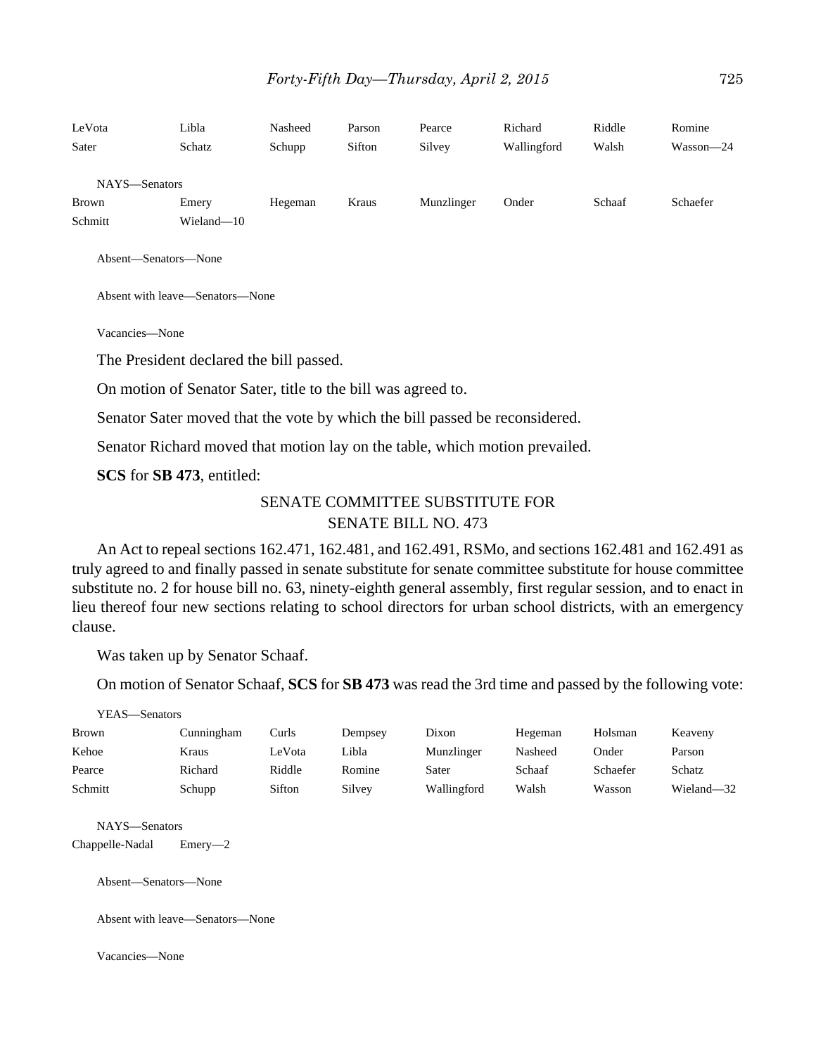LeVota Libla Nasheed Parson Pearce Richard Riddle Romine
Sater Schatz Schupp Sifton Silvey Wallingford Walsh Wasson—24

NAYS—Senators
Brown Emery Hegeman Kraus Munzlinger Onder Schaaf Schaefer
Schmitt Wieland—10

Absent—Senators—None

Absent with leave—Senators—None

Vacancies—None

The President declared the bill passed.

On motion of Senator Sater, title to the bill was agreed to.

Senator Sater moved that the vote by which the bill passed be reconsidered.

Senator Richard moved that motion lay on the table, which motion prevailed.

**SCS** for **SB 473**, entitled:

SENATE COMMITTEE SUBSTITUTE FOR
SENATE BILL NO. 473

An Act to repeal sections 162.471, 162.481, and 162.491, RSMo, and sections 162.481 and 162.491 as truly agreed to and finally passed in senate substitute for senate committee substitute for house committee substitute no. 2 for house bill no. 63, ninety-eighth general assembly, first regular session, and to enact in lieu thereof four new sections relating to school directors for urban school districts, with an emergency clause.

Was taken up by Senator Schaaf.

On motion of Senator Schaaf, **SCS** for **SB 473** was read the 3rd time and passed by the following vote:

YEAS—Senators
Brown Cunningham Curls Dempsey Dixon Hegeman Holsman Keaveny
Kehoe Kraus LeVota Libla Munzlinger Nasheed Onder Parson
Pearce Richard Riddle Romine Sater Schaaf Schaefer Schatz
Schmitt Schupp Sifton Silvey Wallingford Walsh Wasson Wieland—32

NAYS—Senators
Chappelle-Nadal Emery—2

Absent—Senators—None

Absent with leave—Senators—None

Vacancies—None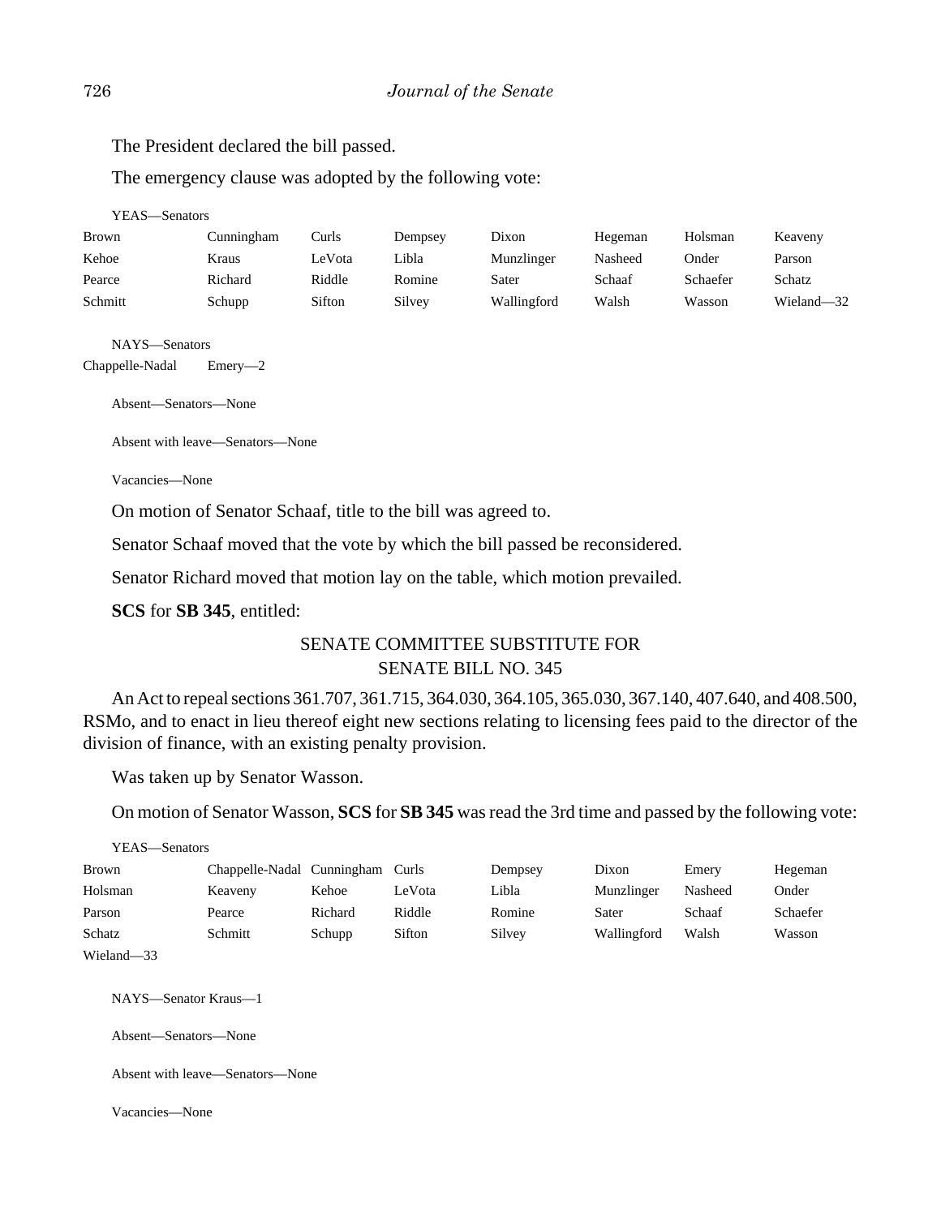The President declared the bill passed.

The emergency clause was adopted by the following vote:

YEAS—Senators

| | | | | | | | |
|---|---|---|---|---|---|---|---|
| Brown | Cunningham | Curls | Dempsey | Dixon | Hegeman | Holsman | Keaveny |
| Kehoe | Kraus | LeVota | Libla | Munzlinger | Nasheed | Onder | Parson |
| Pearce | Richard | Riddle | Romine | Sater | Schaaf | Schaefer | Schatz |
| Schmitt | Schupp | Sifton | Silvey | Wallingford | Walsh | Wasson | Wieland—32 |

NAYS—Senators

Chappelle-Nadal Emery—2

Absent—Senators—None

Absent with leave—Senators—None

Vacancies—None

On motion of Senator Schaaf, title to the bill was agreed to.

Senator Schaaf moved that the vote by which the bill passed be reconsidered.

Senator Richard moved that motion lay on the table, which motion prevailed.

**SCS** for **SB 345**, entitled:

SENATE COMMITTEE SUBSTITUTE FOR
SENATE BILL NO. 345

An Act to repeal sections 361.707, 361.715, 364.030, 364.105, 365.030, 367.140, 407.640, and 408.500, RSMo, and to enact in lieu thereof eight new sections relating to licensing fees paid to the director of the division of finance, with an existing penalty provision.

Was taken up by Senator Wasson.

On motion of Senator Wasson, **SCS** for **SB 345** was read the 3rd time and passed by the following vote:

YEAS—Senators

| | | | | | | | |
|---|---|---|---|---|---|---|---|
| Brown | Chappelle-Nadal | Cunningham | Curls | Dempsey | Dixon | Emery | Hegeman |
| Holsman | Keaveny | Kehoe | LeVota | Libla | Munzlinger | Nasheed | Onder |
| Parson | Pearce | Richard | Riddle | Romine | Sater | Schaaf | Schaefer |
| Schatz | Schmitt | Schupp | Sifton | Silvey | Wallingford | Walsh | Wasson |
| Wieland—33 | | | | | | | |

NAYS—Senator Kraus—1

Absent—Senators—None

Absent with leave—Senators—None

Vacancies—None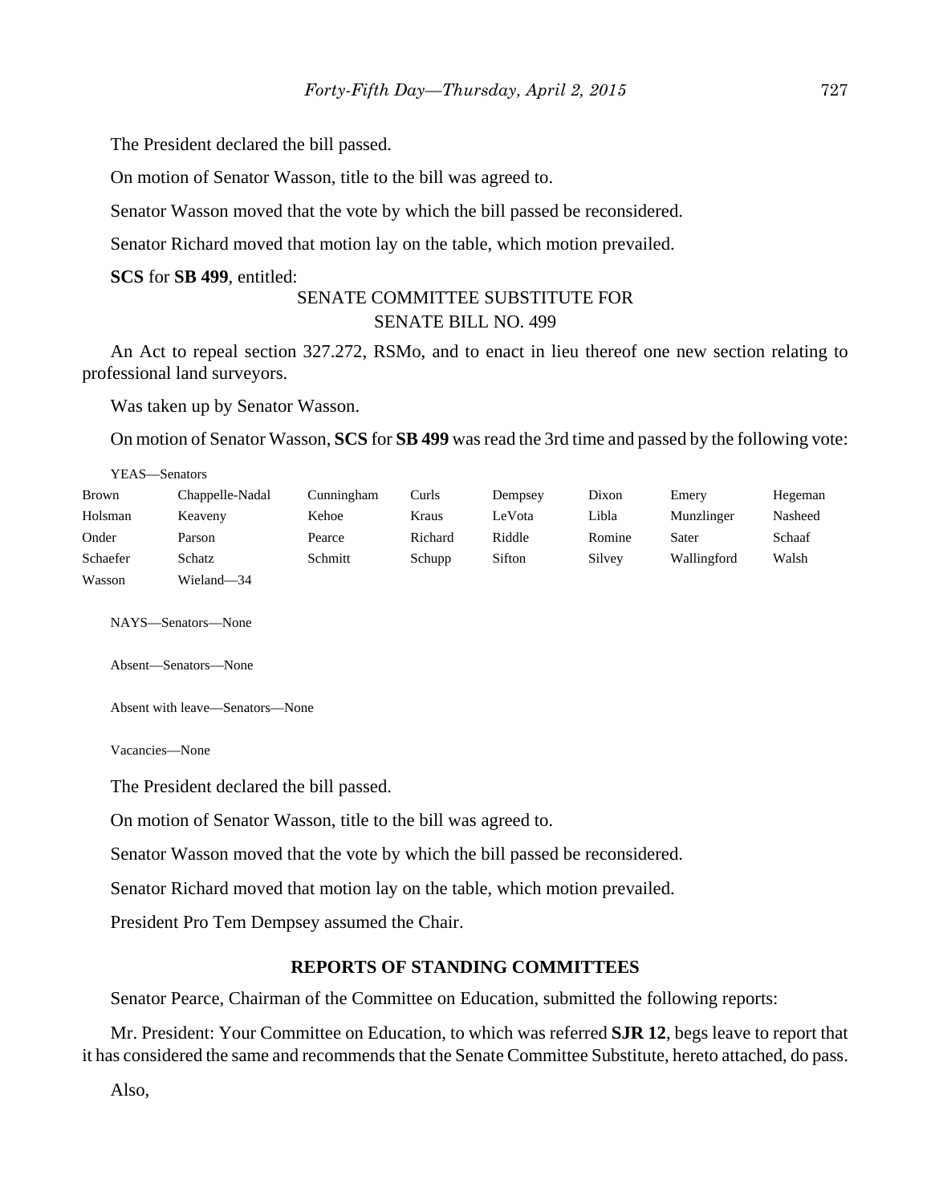The President declared the bill passed.

On motion of Senator Wasson, title to the bill was agreed to.

Senator Wasson moved that the vote by which the bill passed be reconsidered.

Senator Richard moved that motion lay on the table, which motion prevailed.

**SCS** for **SB 499**, entitled:

SENATE COMMITTEE SUBSTITUTE FOR
SENATE BILL NO. 499

An Act to repeal section 327.272, RSMo, and to enact in lieu thereof one new section relating to professional land surveyors.

Was taken up by Senator Wasson.

On motion of Senator Wasson, **SCS** for **SB 499** was read the 3rd time and passed by the following vote:

YEAS—Senators

| | | | | | | | |
|---|---|---|---|---|---|---|---|
| Brown | Chappelle-Nadal | Cunningham | Curls | Dempsey | Dixon | Emery | Hegeman |
| Holsman | Keaveny | Kehoe | Kraus | LeVota | Libla | Munzlinger | Nasheed |
| Onder | Parson | Pearce | Richard | Riddle | Romine | Sater | Schaaf |
| Schaefer | Schatz | Schmitt | Schupp | Sifton | Silvey | Wallingford | Walsh |
| Wasson | Wieland—34 | | | | | | |

NAYS—Senators—None

Absent—Senators—None

Absent with leave—Senators—None

Vacancies—None

The President declared the bill passed.

On motion of Senator Wasson, title to the bill was agreed to.

Senator Wasson moved that the vote by which the bill passed be reconsidered.

Senator Richard moved that motion lay on the table, which motion prevailed.

President Pro Tem Dempsey assumed the Chair.

## REPORTS OF STANDING COMMITTEES

Senator Pearce, Chairman of the Committee on Education, submitted the following reports:

Mr. President: Your Committee on Education, to which was referred **SJR 12**, begs leave to report that it has considered the same and recommends that the Senate Committee Substitute, hereto attached, do pass.

Also,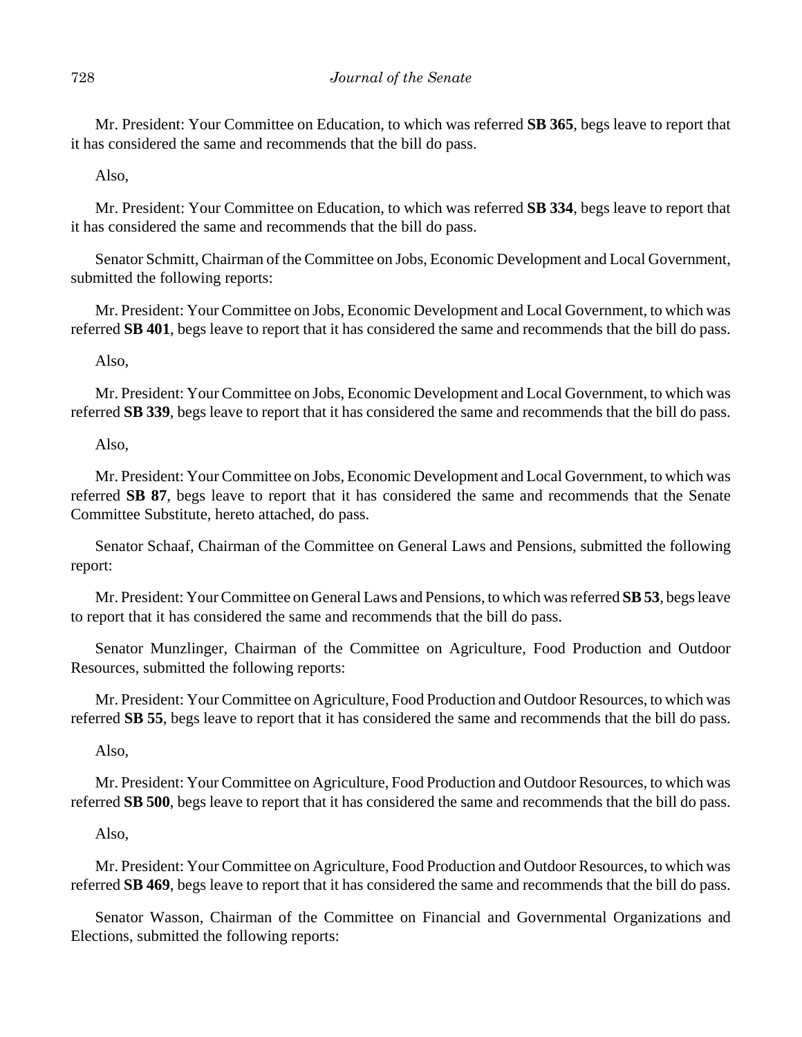Mr. President: Your Committee on Education, to which was referred **SB 365**, begs leave to report that it has considered the same and recommends that the bill do pass.

Also,

Mr. President: Your Committee on Education, to which was referred **SB 334**, begs leave to report that it has considered the same and recommends that the bill do pass.

Senator Schmitt, Chairman of the Committee on Jobs, Economic Development and Local Government, submitted the following reports:

Mr. President: Your Committee on Jobs, Economic Development and Local Government, to which was referred **SB 401**, begs leave to report that it has considered the same and recommends that the bill do pass.

Also,

Mr. President: Your Committee on Jobs, Economic Development and Local Government, to which was referred **SB 339**, begs leave to report that it has considered the same and recommends that the bill do pass.

Also,

Mr. President: Your Committee on Jobs, Economic Development and Local Government, to which was referred **SB 87**, begs leave to report that it has considered the same and recommends that the Senate Committee Substitute, hereto attached, do pass.

Senator Schaaf, Chairman of the Committee on General Laws and Pensions, submitted the following report:

Mr. President: Your Committee on General Laws and Pensions, to which was referred **SB 53**, begs leave to report that it has considered the same and recommends that the bill do pass.

Senator Munzlinger, Chairman of the Committee on Agriculture, Food Production and Outdoor Resources, submitted the following reports:

Mr. President: Your Committee on Agriculture, Food Production and Outdoor Resources, to which was referred **SB 55**, begs leave to report that it has considered the same and recommends that the bill do pass.

Also,

Mr. President: Your Committee on Agriculture, Food Production and Outdoor Resources, to which was referred **SB 500**, begs leave to report that it has considered the same and recommends that the bill do pass.

Also,

Mr. President: Your Committee on Agriculture, Food Production and Outdoor Resources, to which was referred **SB 469**, begs leave to report that it has considered the same and recommends that the bill do pass.

Senator Wasson, Chairman of the Committee on Financial and Governmental Organizations and Elections, submitted the following reports: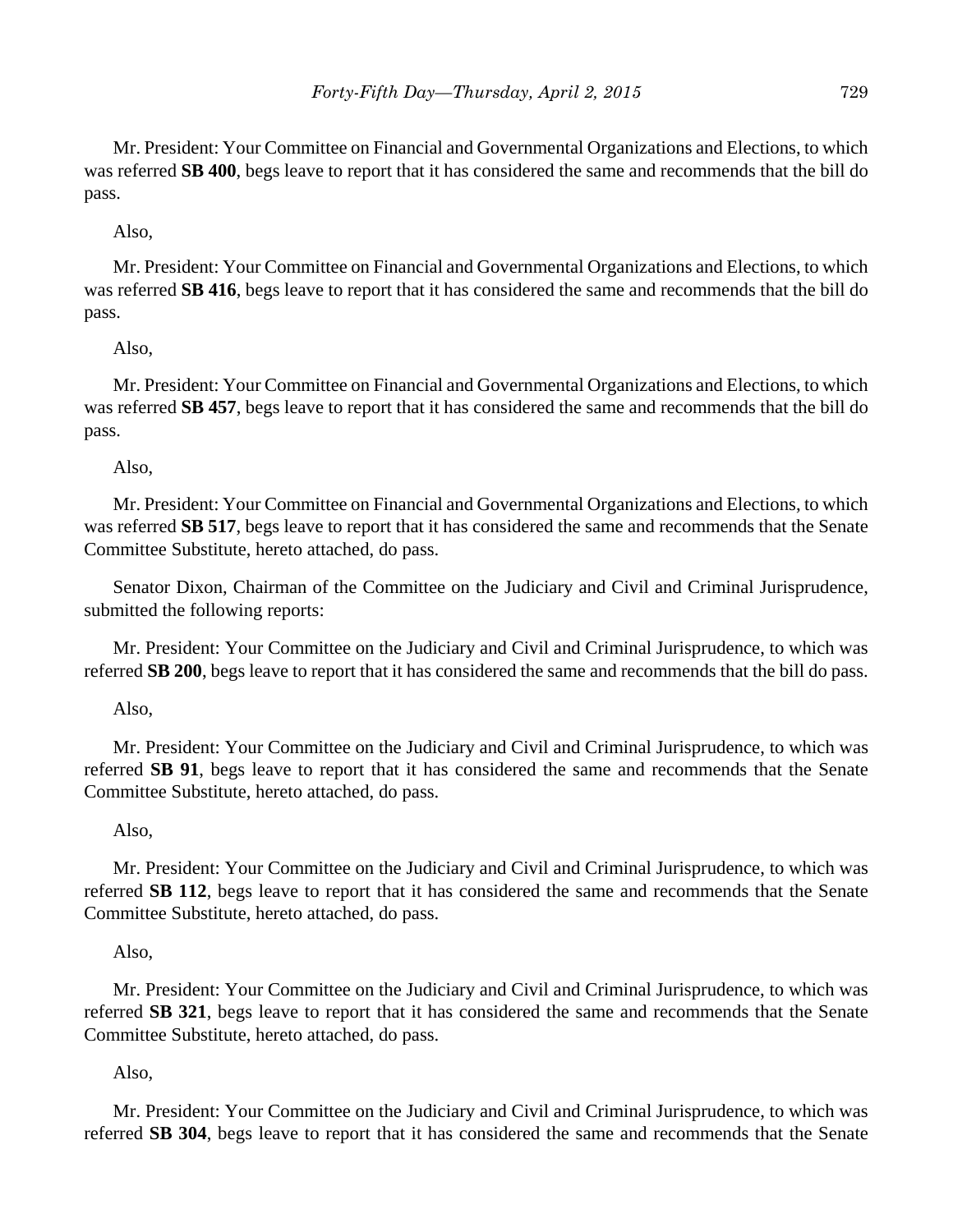Mr. President: Your Committee on Financial and Governmental Organizations and Elections, to which was referred **SB 400**, begs leave to report that it has considered the same and recommends that the bill do pass.

Also,

Mr. President: Your Committee on Financial and Governmental Organizations and Elections, to which was referred **SB 416**, begs leave to report that it has considered the same and recommends that the bill do pass.

Also,

Mr. President: Your Committee on Financial and Governmental Organizations and Elections, to which was referred **SB 457**, begs leave to report that it has considered the same and recommends that the bill do pass.

Also,

Mr. President: Your Committee on Financial and Governmental Organizations and Elections, to which was referred **SB 517**, begs leave to report that it has considered the same and recommends that the Senate Committee Substitute, hereto attached, do pass.

Senator Dixon, Chairman of the Committee on the Judiciary and Civil and Criminal Jurisprudence, submitted the following reports:

Mr. President: Your Committee on the Judiciary and Civil and Criminal Jurisprudence, to which was referred **SB 200**, begs leave to report that it has considered the same and recommends that the bill do pass.

Also,

Mr. President: Your Committee on the Judiciary and Civil and Criminal Jurisprudence, to which was referred **SB 91**, begs leave to report that it has considered the same and recommends that the Senate Committee Substitute, hereto attached, do pass.

Also,

Mr. President: Your Committee on the Judiciary and Civil and Criminal Jurisprudence, to which was referred **SB 112**, begs leave to report that it has considered the same and recommends that the Senate Committee Substitute, hereto attached, do pass.

Also,

Mr. President: Your Committee on the Judiciary and Civil and Criminal Jurisprudence, to which was referred **SB 321**, begs leave to report that it has considered the same and recommends that the Senate Committee Substitute, hereto attached, do pass.

Also,

Mr. President: Your Committee on the Judiciary and Civil and Criminal Jurisprudence, to which was referred **SB 304**, begs leave to report that it has considered the same and recommends that the Senate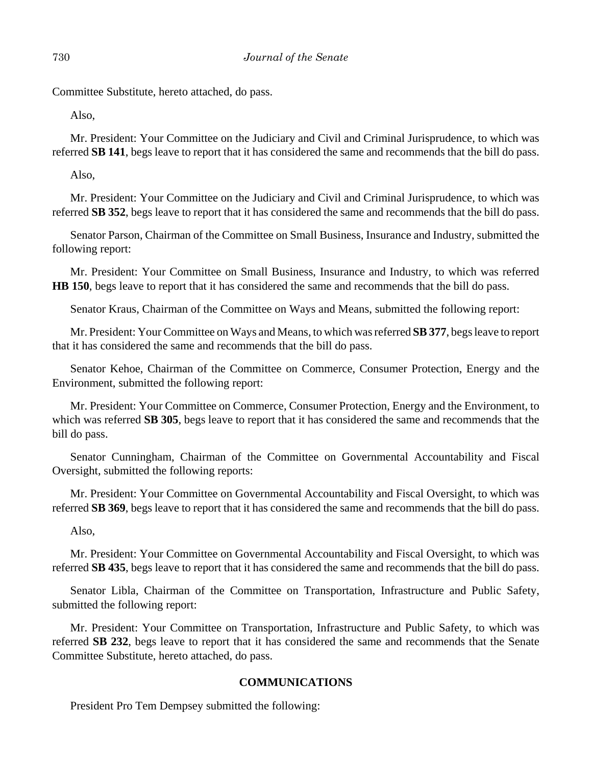Committee Substitute, hereto attached, do pass.

Also,

Mr. President: Your Committee on the Judiciary and Civil and Criminal Jurisprudence, to which was referred **SB 141**, begs leave to report that it has considered the same and recommends that the bill do pass.

Also,

Mr. President: Your Committee on the Judiciary and Civil and Criminal Jurisprudence, to which was referred **SB 352**, begs leave to report that it has considered the same and recommends that the bill do pass.

Senator Parson, Chairman of the Committee on Small Business, Insurance and Industry, submitted the following report:

Mr. President: Your Committee on Small Business, Insurance and Industry, to which was referred **HB 150**, begs leave to report that it has considered the same and recommends that the bill do pass.

Senator Kraus, Chairman of the Committee on Ways and Means, submitted the following report:

Mr. President: Your Committee on Ways and Means, to which was referred **SB 377**, begs leave to report that it has considered the same and recommends that the bill do pass.

Senator Kehoe, Chairman of the Committee on Commerce, Consumer Protection, Energy and the Environment, submitted the following report:

Mr. President: Your Committee on Commerce, Consumer Protection, Energy and the Environment, to which was referred **SB 305**, begs leave to report that it has considered the same and recommends that the bill do pass.

Senator Cunningham, Chairman of the Committee on Governmental Accountability and Fiscal Oversight, submitted the following reports:

Mr. President: Your Committee on Governmental Accountability and Fiscal Oversight, to which was referred **SB 369**, begs leave to report that it has considered the same and recommends that the bill do pass.

Also,

Mr. President: Your Committee on Governmental Accountability and Fiscal Oversight, to which was referred **SB 435**, begs leave to report that it has considered the same and recommends that the bill do pass.

Senator Libla, Chairman of the Committee on Transportation, Infrastructure and Public Safety, submitted the following report:

Mr. President: Your Committee on Transportation, Infrastructure and Public Safety, to which was referred **SB 232**, begs leave to report that it has considered the same and recommends that the Senate Committee Substitute, hereto attached, do pass.

## COMMUNICATIONS

President Pro Tem Dempsey submitted the following: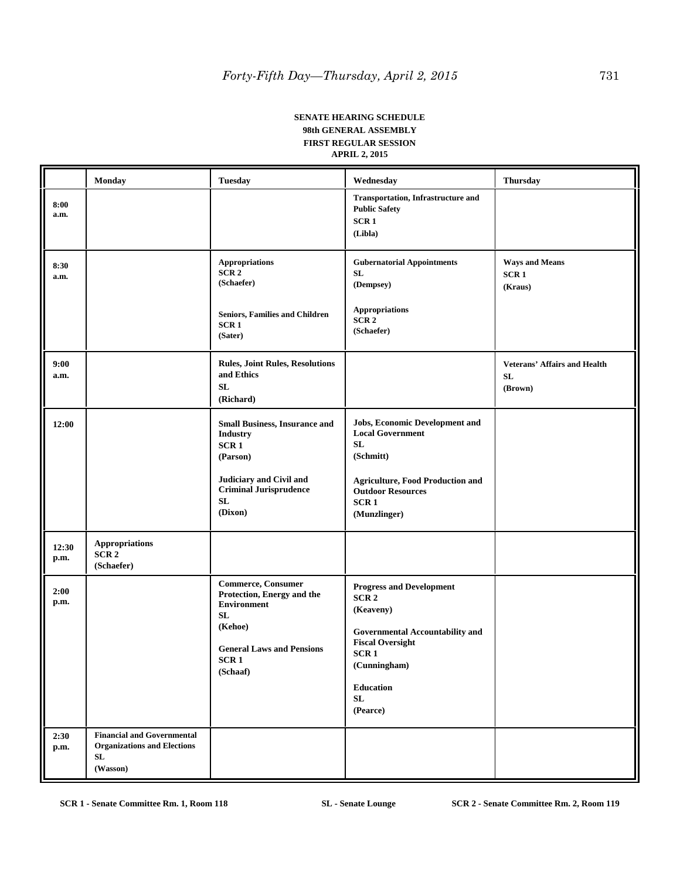**SENATE HEARING SCHEDULE**
**98th GENERAL ASSEMBLY**
**FIRST REGULAR SESSION**
**APRIL 2, 2015**

| | Monday | Tuesday | Wednesday | Thursday |
|---|---|---|---|---|
| 8:00 a.m. | | | Transportation, Infrastructure and Public Safety SCR 1 (Libla) | |
| 8:30 a.m. | | Appropriations SCR 2 (Schaefer)<br><br>Seniors, Families and Children SCR 1 (Sater) | Gubernatorial Appointments SL (Dempsey)<br><br>Appropriations SCR 2 (Schaefer) | Ways and Means SCR 1 (Kraus) |
| 9:00 a.m. | | Rules, Joint Rules, Resolutions and Ethics SL (Richard) | | Veterans' Affairs and Health SL (Brown) |
| 12:00 | | Small Business, Insurance and Industry SCR 1 (Parson)<br><br>Judiciary and Civil and Criminal Jurisprudence SL (Dixon) | Jobs, Economic Development and Local Government SL (Schmitt)<br><br>Agriculture, Food Production and Outdoor Resources SCR 1 (Munzlinger) | |
| 12:30 p.m. | Appropriations SCR 2 (Schaefer) | | | |
| 2:00 p.m. | | Commerce, Consumer Protection, Energy and the Environment SL (Kehoe)<br><br>General Laws and Pensions SCR 1 (Schaaf) | Progress and Development SCR 2 (Keaveny)<br><br>Governmental Accountability and Fiscal Oversight SCR 1 (Cunningham)<br><br>Education SL (Pearce) | |
| 2:30 p.m. | Financial and Governmental Organizations and Elections SL (Wasson) | | | |

SCR 1 - Senate Committee Rm. 1, Room 118 SL - Senate Lounge SCR 2 - Senate Committee Rm. 2, Room 119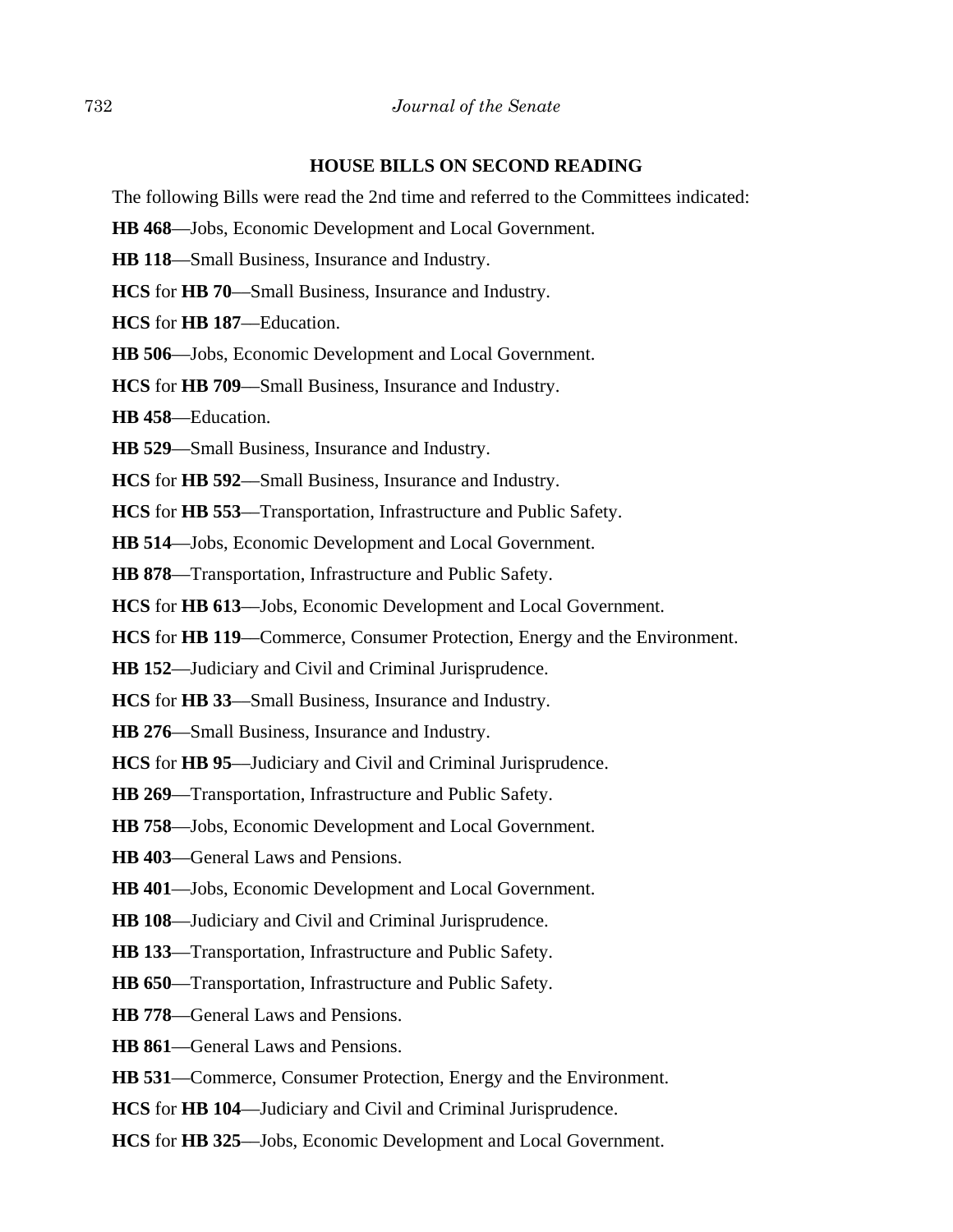## HOUSE BILLS ON SECOND READING

The following Bills were read the 2nd time and referred to the Committees indicated:

**HB 468**—Jobs, Economic Development and Local Government.

**HB 118**—Small Business, Insurance and Industry.

**HCS** for **HB 70**—Small Business, Insurance and Industry.

**HCS** for **HB 187**—Education.

**HB 506**—Jobs, Economic Development and Local Government.

**HCS** for **HB 709**—Small Business, Insurance and Industry.

**HB 458**—Education.

**HB 529**—Small Business, Insurance and Industry.

**HCS** for **HB 592**—Small Business, Insurance and Industry.

**HCS** for **HB 553**—Transportation, Infrastructure and Public Safety.

**HB 514**—Jobs, Economic Development and Local Government.

**HB 878**—Transportation, Infrastructure and Public Safety.

**HCS** for **HB 613**—Jobs, Economic Development and Local Government.

**HCS** for **HB 119**—Commerce, Consumer Protection, Energy and the Environment.

**HB 152**—Judiciary and Civil and Criminal Jurisprudence.

**HCS** for **HB 33**—Small Business, Insurance and Industry.

**HB 276**—Small Business, Insurance and Industry.

**HCS** for **HB 95**—Judiciary and Civil and Criminal Jurisprudence.

**HB 269**—Transportation, Infrastructure and Public Safety.

**HB 758**—Jobs, Economic Development and Local Government.

**HB 403**—General Laws and Pensions.

**HB 401**—Jobs, Economic Development and Local Government.

**HB 108**—Judiciary and Civil and Criminal Jurisprudence.

**HB 133**—Transportation, Infrastructure and Public Safety.

**HB 650**—Transportation, Infrastructure and Public Safety.

**HB 778**—General Laws and Pensions.

**HB 861**—General Laws and Pensions.

**HB 531**—Commerce, Consumer Protection, Energy and the Environment.

**HCS** for **HB 104**—Judiciary and Civil and Criminal Jurisprudence.

**HCS** for **HB 325**—Jobs, Economic Development and Local Government.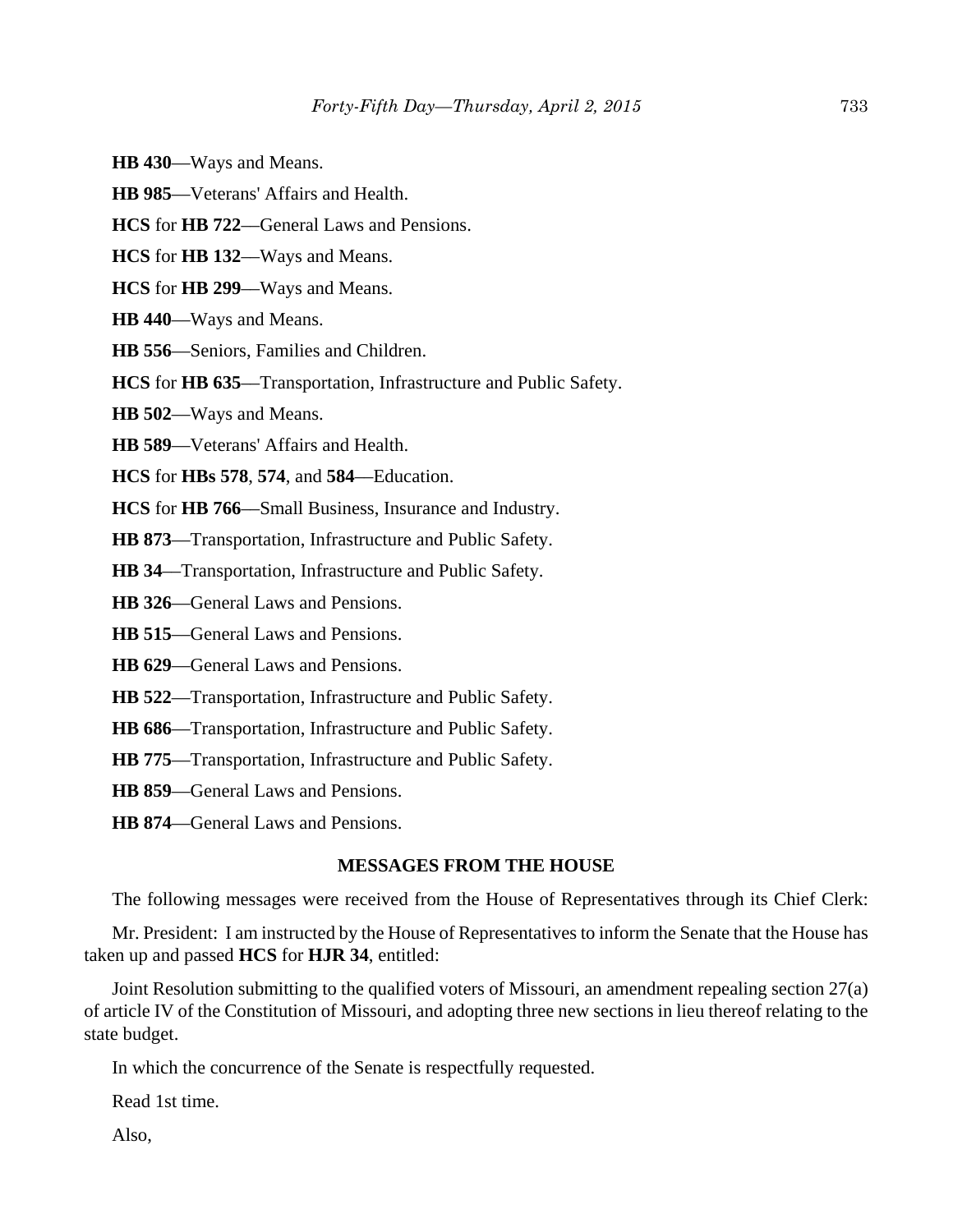**HB 430**—Ways and Means.

**HB 985**—Veterans' Affairs and Health.

**HCS** for **HB 722**—General Laws and Pensions.

**HCS** for **HB 132**—Ways and Means.

**HCS** for **HB 299**—Ways and Means.

**HB 440**—Ways and Means.

**HB 556**—Seniors, Families and Children.

**HCS** for **HB 635**—Transportation, Infrastructure and Public Safety.

**HB 502**—Ways and Means.

**HB 589**—Veterans' Affairs and Health.

**HCS** for **HBs 578**, **574**, and **584**—Education.

**HCS** for **HB 766**—Small Business, Insurance and Industry.

**HB 873**—Transportation, Infrastructure and Public Safety.

**HB 34**—Transportation, Infrastructure and Public Safety.

**HB 326**—General Laws and Pensions.

**HB 515**—General Laws and Pensions.

**HB 629**—General Laws and Pensions.

**HB 522**—Transportation, Infrastructure and Public Safety.

**HB 686**—Transportation, Infrastructure and Public Safety.

**HB 775**—Transportation, Infrastructure and Public Safety.

**HB 859**—General Laws and Pensions.

**HB 874**—General Laws and Pensions.

## MESSAGES FROM THE HOUSE

The following messages were received from the House of Representatives through its Chief Clerk:

Mr. President: I am instructed by the House of Representatives to inform the Senate that the House has taken up and passed **HCS** for **HJR 34**, entitled:

Joint Resolution submitting to the qualified voters of Missouri, an amendment repealing section 27(a) of article IV of the Constitution of Missouri, and adopting three new sections in lieu thereof relating to the state budget.

In which the concurrence of the Senate is respectfully requested.

Read 1st time.

Also,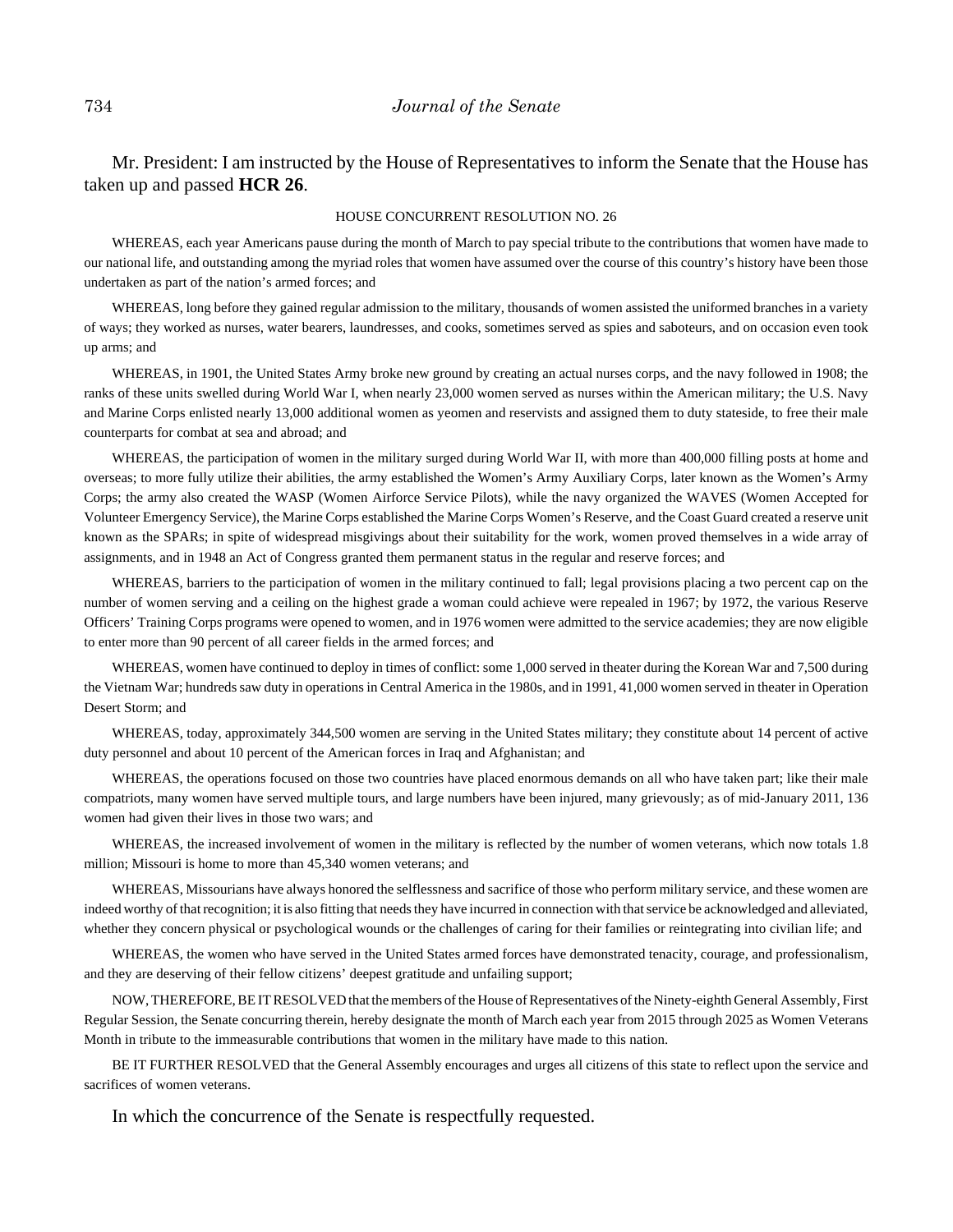Mr. President: I am instructed by the House of Representatives to inform the Senate that the House has taken up and passed **HCR 26**.

HOUSE CONCURRENT RESOLUTION NO. 26

WHEREAS, each year Americans pause during the month of March to pay special tribute to the contributions that women have made to our national life, and outstanding among the myriad roles that women have assumed over the course of this country's history have been those undertaken as part of the nation's armed forces; and

WHEREAS, long before they gained regular admission to the military, thousands of women assisted the uniformed branches in a variety of ways; they worked as nurses, water bearers, laundresses, and cooks, sometimes served as spies and saboteurs, and on occasion even took up arms; and

WHEREAS, in 1901, the United States Army broke new ground by creating an actual nurses corps, and the navy followed in 1908; the ranks of these units swelled during World War I, when nearly 23,000 women served as nurses within the American military; the U.S. Navy and Marine Corps enlisted nearly 13,000 additional women as yeomen and reservists and assigned them to duty stateside, to free their male counterparts for combat at sea and abroad; and

WHEREAS, the participation of women in the military surged during World War II, with more than 400,000 filling posts at home and overseas; to more fully utilize their abilities, the army established the Women's Army Auxiliary Corps, later known as the Women's Army Corps; the army also created the WASP (Women Airforce Service Pilots), while the navy organized the WAVES (Women Accepted for Volunteer Emergency Service), the Marine Corps established the Marine Corps Women's Reserve, and the Coast Guard created a reserve unit known as the SPARs; in spite of widespread misgivings about their suitability for the work, women proved themselves in a wide array of assignments, and in 1948 an Act of Congress granted them permanent status in the regular and reserve forces; and

WHEREAS, barriers to the participation of women in the military continued to fall; legal provisions placing a two percent cap on the number of women serving and a ceiling on the highest grade a woman could achieve were repealed in 1967; by 1972, the various Reserve Officers' Training Corps programs were opened to women, and in 1976 women were admitted to the service academies; they are now eligible to enter more than 90 percent of all career fields in the armed forces; and

WHEREAS, women have continued to deploy in times of conflict: some 1,000 served in theater during the Korean War and 7,500 during the Vietnam War; hundreds saw duty in operations in Central America in the 1980s, and in 1991, 41,000 women served in theater in Operation Desert Storm; and

WHEREAS, today, approximately 344,500 women are serving in the United States military; they constitute about 14 percent of active duty personnel and about 10 percent of the American forces in Iraq and Afghanistan; and

WHEREAS, the operations focused on those two countries have placed enormous demands on all who have taken part; like their male compatriots, many women have served multiple tours, and large numbers have been injured, many grievously; as of mid-January 2011, 136 women had given their lives in those two wars; and

WHEREAS, the increased involvement of women in the military is reflected by the number of women veterans, which now totals 1.8 million; Missouri is home to more than 45,340 women veterans; and

WHEREAS, Missourians have always honored the selflessness and sacrifice of those who perform military service, and these women are indeed worthy of that recognition; it is also fitting that needs they have incurred in connection with that service be acknowledged and alleviated, whether they concern physical or psychological wounds or the challenges of caring for their families or reintegrating into civilian life; and

WHEREAS, the women who have served in the United States armed forces have demonstrated tenacity, courage, and professionalism, and they are deserving of their fellow citizens' deepest gratitude and unfailing support;

NOW, THEREFORE, BE IT RESOLVED that the members of the House of Representatives of the Ninety-eighth General Assembly, First Regular Session, the Senate concurring therein, hereby designate the month of March each year from 2015 through 2025 as Women Veterans Month in tribute to the immeasurable contributions that women in the military have made to this nation.

BE IT FURTHER RESOLVED that the General Assembly encourages and urges all citizens of this state to reflect upon the service and sacrifices of women veterans.

In which the concurrence of the Senate is respectfully requested.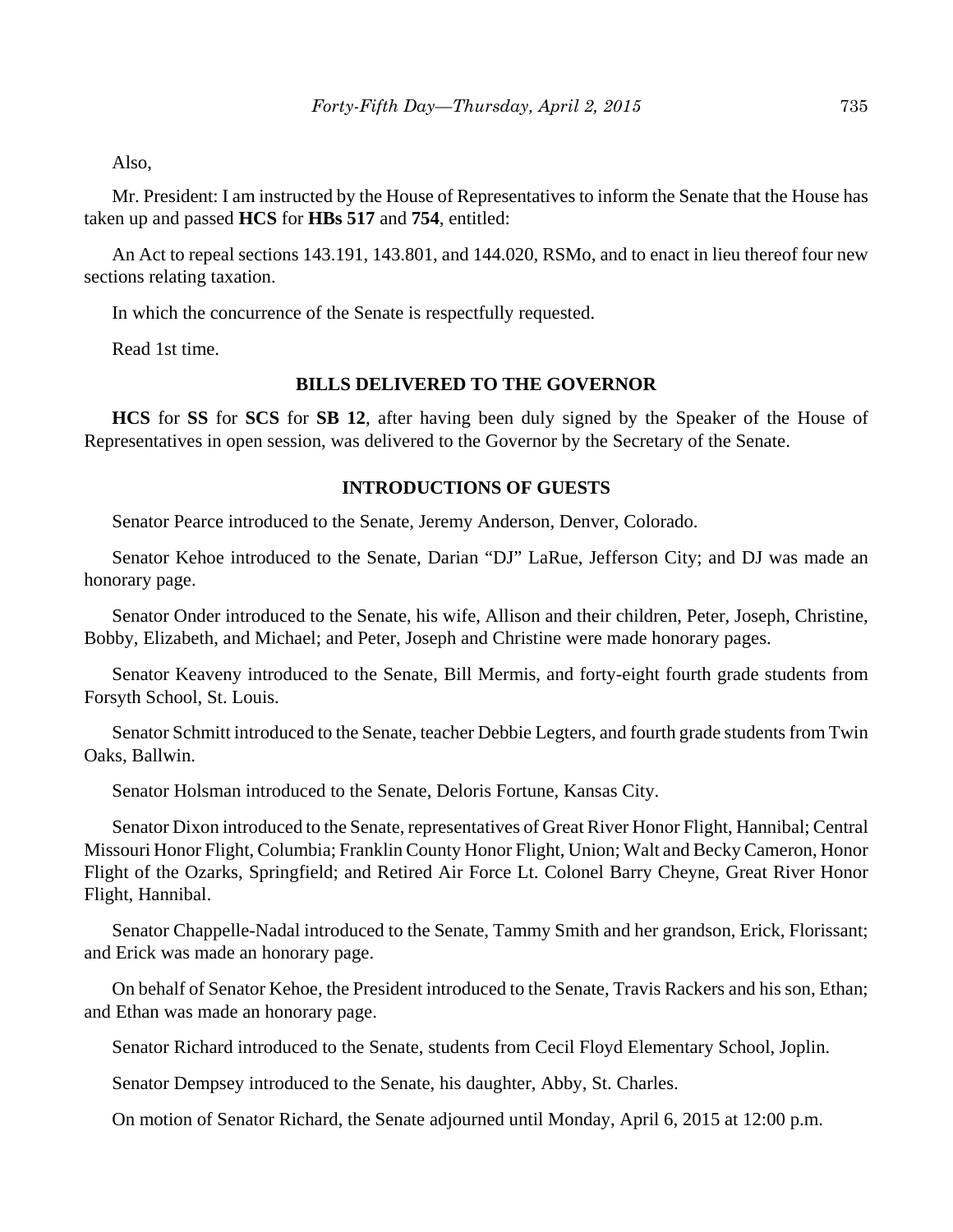Also,

Mr. President: I am instructed by the House of Representatives to inform the Senate that the House has taken up and passed **HCS** for **HBs 517** and **754**, entitled:

An Act to repeal sections 143.191, 143.801, and 144.020, RSMo, and to enact in lieu thereof four new sections relating taxation.

In which the concurrence of the Senate is respectfully requested.

Read 1st time.

## BILLS DELIVERED TO THE GOVERNOR

**HCS** for **SS** for **SCS** for **SB 12**, after having been duly signed by the Speaker of the House of Representatives in open session, was delivered to the Governor by the Secretary of the Senate.

## INTRODUCTIONS OF GUESTS

Senator Pearce introduced to the Senate, Jeremy Anderson, Denver, Colorado.

Senator Kehoe introduced to the Senate, Darian "DJ" LaRue, Jefferson City; and DJ was made an honorary page.

Senator Onder introduced to the Senate, his wife, Allison and their children, Peter, Joseph, Christine, Bobby, Elizabeth, and Michael; and Peter, Joseph and Christine were made honorary pages.

Senator Keaveny introduced to the Senate, Bill Mermis, and forty-eight fourth grade students from Forsyth School, St. Louis.

Senator Schmitt introduced to the Senate, teacher Debbie Legters, and fourth grade students from Twin Oaks, Ballwin.

Senator Holsman introduced to the Senate, Deloris Fortune, Kansas City.

Senator Dixon introduced to the Senate, representatives of Great River Honor Flight, Hannibal; Central Missouri Honor Flight, Columbia; Franklin County Honor Flight, Union; Walt and Becky Cameron, Honor Flight of the Ozarks, Springfield; and Retired Air Force Lt. Colonel Barry Cheyne, Great River Honor Flight, Hannibal.

Senator Chappelle-Nadal introduced to the Senate, Tammy Smith and her grandson, Erick, Florissant; and Erick was made an honorary page.

On behalf of Senator Kehoe, the President introduced to the Senate, Travis Rackers and his son, Ethan; and Ethan was made an honorary page.

Senator Richard introduced to the Senate, students from Cecil Floyd Elementary School, Joplin.

Senator Dempsey introduced to the Senate, his daughter, Abby, St. Charles.

On motion of Senator Richard, the Senate adjourned until Monday, April 6, 2015 at 12:00 p.m.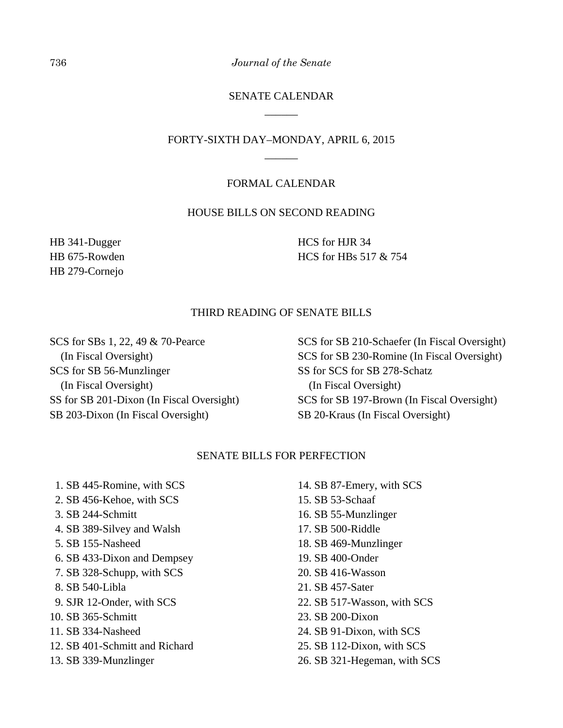## SENATE CALENDAR

______

## FORTY-SIXTH DAY–MONDAY, APRIL 6, 2015

______

### FORMAL CALENDAR

#### HOUSE BILLS ON SECOND READING

HB 341-Dugger
HB 675-Rowden
HB 279-Cornejo
HCS for HJR 34
HCS for HBs 517 & 754

#### THIRD READING OF SENATE BILLS

SCS for SBs 1, 22, 49 & 70-Pearce (In Fiscal Oversight)
SCS for SB 56-Munzlinger (In Fiscal Oversight)
SS for SB 201-Dixon (In Fiscal Oversight)
SB 203-Dixon (In Fiscal Oversight)
SCS for SB 210-Schaefer (In Fiscal Oversight)
SCS for SB 230-Romine (In Fiscal Oversight)
SS for SCS for SB 278-Schatz (In Fiscal Oversight)
SCS for SB 197-Brown (In Fiscal Oversight)
SB 20-Kraus (In Fiscal Oversight)

#### SENATE BILLS FOR PERFECTION

1. SB 445-Romine, with SCS
2. SB 456-Kehoe, with SCS
3. SB 244-Schmitt
4. SB 389-Silvey and Walsh
5. SB 155-Nasheed
6. SB 433-Dixon and Dempsey
7. SB 328-Schupp, with SCS
8. SB 540-Libla
9. SJR 12-Onder, with SCS
10. SB 365-Schmitt
11. SB 334-Nasheed
12. SB 401-Schmitt and Richard
13. SB 339-Munzlinger
14. SB 87-Emery, with SCS
15. SB 53-Schaaf
16. SB 55-Munzlinger
17. SB 500-Riddle
18. SB 469-Munzlinger
19. SB 400-Onder
20. SB 416-Wasson
21. SB 457-Sater
22. SB 517-Wasson, with SCS
23. SB 200-Dixon
24. SB 91-Dixon, with SCS
25. SB 112-Dixon, with SCS
26. SB 321-Hegeman, with SCS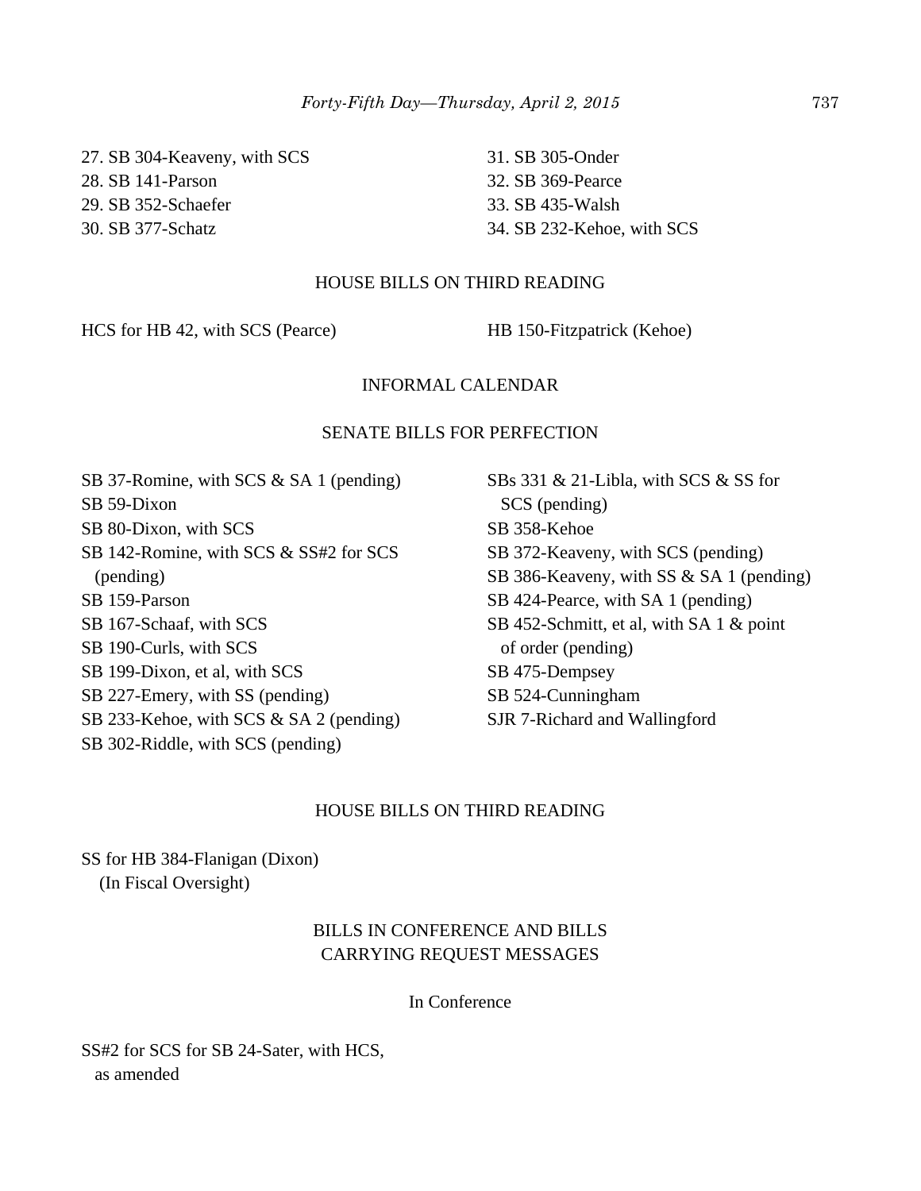27. SB 304-Keaveny, with SCS
28. SB 141-Parson
29. SB 352-Schaefer
30. SB 377-Schatz
31. SB 305-Onder
32. SB 369-Pearce
33. SB 435-Walsh
34. SB 232-Kehoe, with SCS

HOUSE BILLS ON THIRD READING

HCS for HB 42, with SCS (Pearce)

HB 150-Fitzpatrick (Kehoe)

INFORMAL CALENDAR

SENATE BILLS FOR PERFECTION

SB 37-Romine, with SCS & SA 1 (pending)
SB 59-Dixon
SB 80-Dixon, with SCS
SB 142-Romine, with SCS & SS#2 for SCS (pending)
SB 159-Parson
SB 167-Schaaf, with SCS
SB 190-Curls, with SCS
SB 199-Dixon, et al, with SCS
SB 227-Emery, with SS (pending)
SB 233-Kehoe, with SCS & SA 2 (pending)
SB 302-Riddle, with SCS (pending)
SBs 331 & 21-Libla, with SCS & SS for SCS (pending)
SB 358-Kehoe
SB 372-Keaveny, with SCS (pending)
SB 386-Keaveny, with SS & SA 1 (pending)
SB 424-Pearce, with SA 1 (pending)
SB 452-Schmitt, et al, with SA 1 & point of order (pending)
SB 475-Dempsey
SB 524-Cunningham
SJR 7-Richard and Wallingford

HOUSE BILLS ON THIRD READING

SS for HB 384-Flanigan (Dixon)
(In Fiscal Oversight)

BILLS IN CONFERENCE AND BILLS CARRYING REQUEST MESSAGES

In Conference

SS#2 for SCS for SB 24-Sater, with HCS, as amended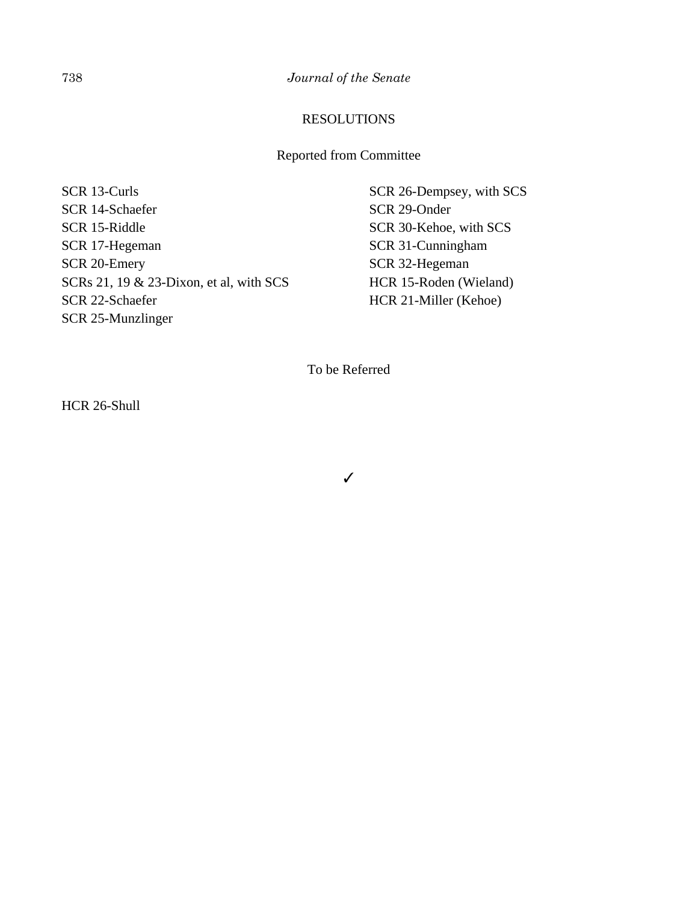## RESOLUTIONS

### Reported from Committee

SCR 13-Curls
SCR 14-Schaefer
SCR 15-Riddle
SCR 17-Hegeman
SCR 20-Emery
SCRs 21, 19 & 23-Dixon, et al, with SCS
SCR 22-Schaefer
SCR 25-Munzlinger
SCR 26-Dempsey, with SCS
SCR 29-Onder
SCR 30-Kehoe, with SCS
SCR 31-Cunningham
SCR 32-Hegeman
HCR 15-Roden (Wieland)
HCR 21-Miller (Kehoe)

### To be Referred

HCR 26-Shull

✓